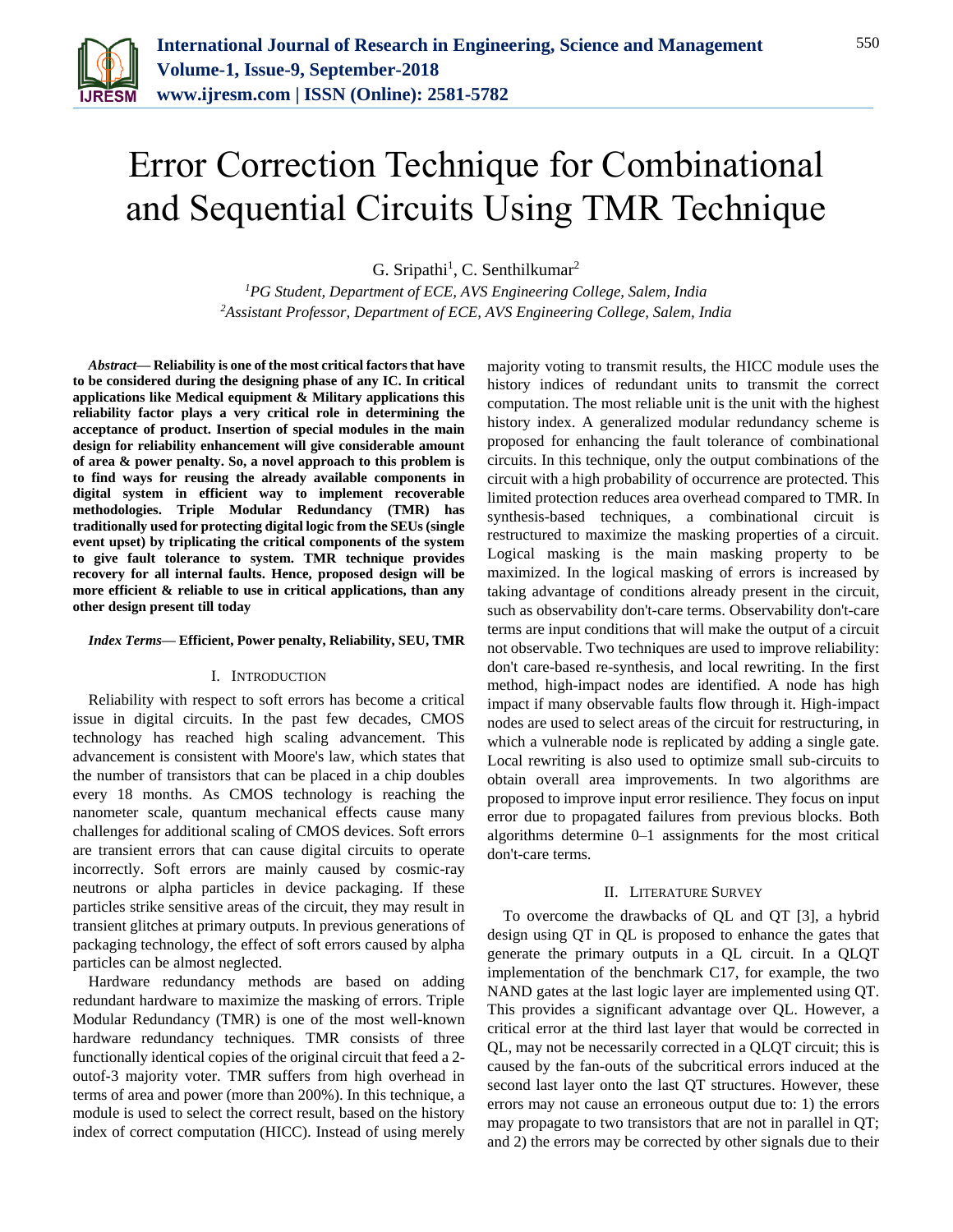# Error Correction Technique for Combinational and Sequential Circuits Using TMR Technique

G. Sripathi[1], C. Senthilkumar[2]

[1]*PG Student, Department of ECE, AVS Engineering College, Salem, India*
[2]*Assistant Professor, Department of ECE, AVS Engineering College, Salem, India*

***Abstract*— Reliability is one of the most critical factors that have to be considered during the designing phase of any IC. In critical applications like Medical equipment & Military applications this reliability factor plays a very critical role in determining the acceptance of product. Insertion of special modules in the main design for reliability enhancement will give considerable amount of area & power penalty. So, a novel approach to this problem is to find ways for reusing the already available components in digital system in efficient way to implement recoverable methodologies. Triple Modular Redundancy (TMR) has traditionally used for protecting digital logic from the SEUs (single event upset) by triplicating the critical components of the system to give fault tolerance to system. TMR technique provides recovery for all internal faults. Hence, proposed design will be more efficient & reliable to use in critical applications, than any other design present till today**

***Index Terms*— Efficient, Power penalty, Reliability, SEU, TMR**

## I. Introduction

Reliability with respect to soft errors has become a critical issue in digital circuits. In the past few decades, CMOS technology has reached high scaling advancement. This advancement is consistent with Moore's law, which states that the number of transistors that can be placed in a chip doubles every 18 months. As CMOS technology is reaching the nanometer scale, quantum mechanical effects cause many challenges for additional scaling of CMOS devices. Soft errors are transient errors that can cause digital circuits to operate incorrectly. Soft errors are mainly caused by cosmic-ray neutrons or alpha particles in device packaging. If these particles strike sensitive areas of the circuit, they may result in transient glitches at primary outputs. In previous generations of packaging technology, the effect of soft errors caused by alpha particles can be almost neglected.

Hardware redundancy methods are based on adding redundant hardware to maximize the masking of errors. Triple Modular Redundancy (TMR) is one of the most well-known hardware redundancy techniques. TMR consists of three functionally identical copies of the original circuit that feed a 2-outof-3 majority voter. TMR suffers from high overhead in terms of area and power (more than 200%). In this technique, a module is used to select the correct result, based on the history index of correct computation (HICC). Instead of using merely majority voting to transmit results, the HICC module uses the history indices of redundant units to transmit the correct computation. The most reliable unit is the unit with the highest history index. A generalized modular redundancy scheme is proposed for enhancing the fault tolerance of combinational circuits. In this technique, only the output combinations of the circuit with a high probability of occurrence are protected. This limited protection reduces area overhead compared to TMR. In synthesis-based techniques, a combinational circuit is restructured to maximize the masking properties of a circuit. Logical masking is the main masking property to be maximized. In the logical masking of errors is increased by taking advantage of conditions already present in the circuit, such as observability don't-care terms. Observability don't-care terms are input conditions that will make the output of a circuit not observable. Two techniques are used to improve reliability: don't care-based re-synthesis, and local rewriting. In the first method, high-impact nodes are identified. A node has high impact if many observable faults flow through it. High-impact nodes are used to select areas of the circuit for restructuring, in which a vulnerable node is replicated by adding a single gate. Local rewriting is also used to optimize small sub-circuits to obtain overall area improvements. In two algorithms are proposed to improve input error resilience. They focus on input error due to propagated failures from previous blocks. Both algorithms determine 0–1 assignments for the most critical don't-care terms.

## II. Literature Survey

To overcome the drawbacks of QL and QT [3], a hybrid design using QT in QL is proposed to enhance the gates that generate the primary outputs in a QL circuit. In a QLQT implementation of the benchmark C17, for example, the two NAND gates at the last logic layer are implemented using QT. This provides a significant advantage over QL. However, a critical error at the third last layer that would be corrected in QL, may not be necessarily corrected in a QLQT circuit; this is caused by the fan-outs of the subcritical errors induced at the second last layer onto the last QT structures. However, these errors may not cause an erroneous output due to: 1) the errors may propagate to two transistors that are not in parallel in QT; and 2) the errors may be corrected by other signals due to their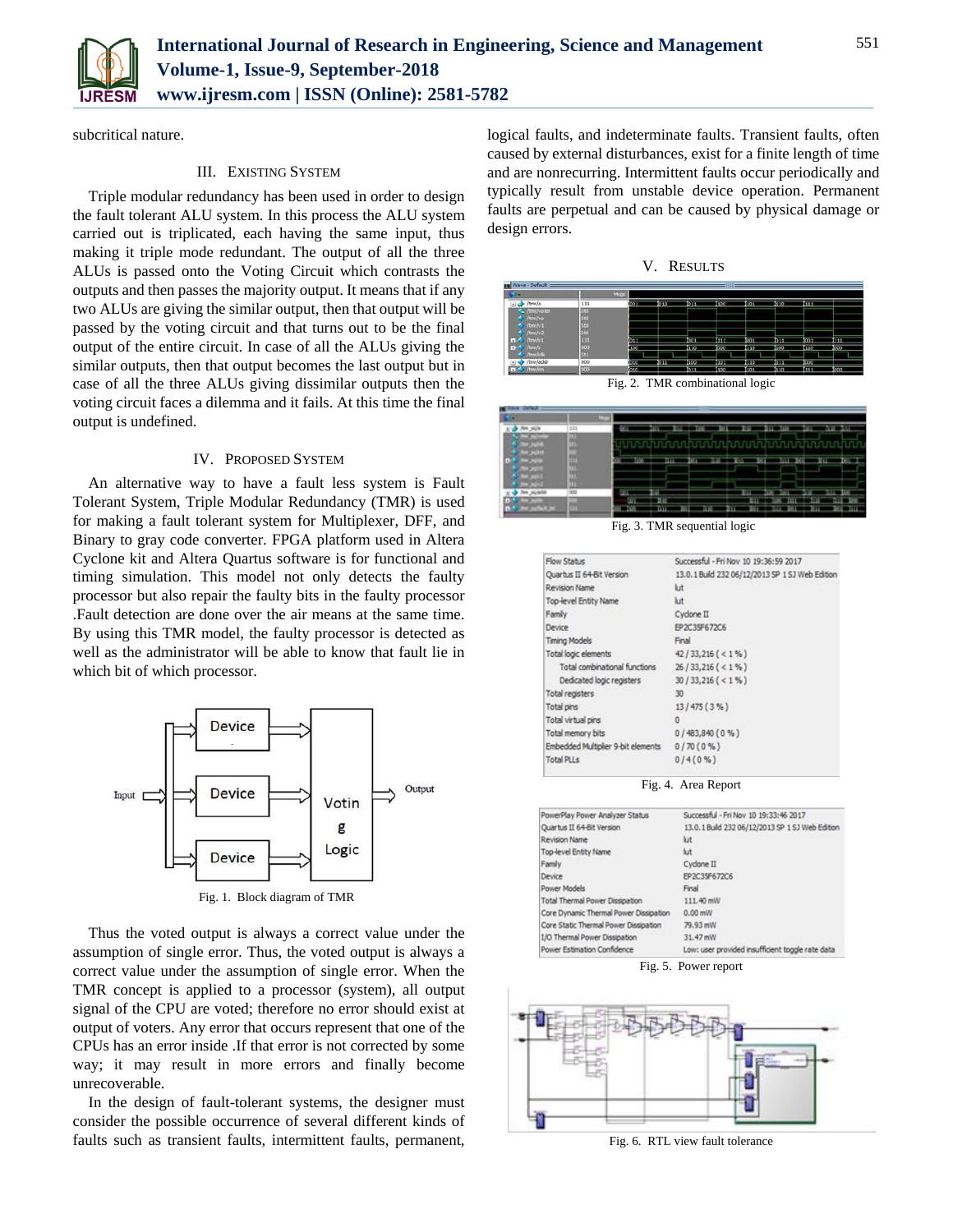subcritical nature.

## III. Existing System

Triple modular redundancy has been used in order to design the fault tolerant ALU system. In this process the ALU system carried out is triplicated, each having the same input, thus making it triple mode redundant. The output of all the three ALUs is passed onto the Voting Circuit which contrasts the outputs and then passes the majority output. It means that if any two ALUs are giving the similar output, then that output will be passed by the voting circuit and that turns out to be the final output of the entire circuit. In case of all the ALUs giving the similar outputs, then that output becomes the last output but in case of all the three ALUs giving dissimilar outputs then the voting circuit faces a dilemma and it fails. At this time the final output is undefined.

## IV. Proposed System

An alternative way to have a fault less system is Fault Tolerant System, Triple Modular Redundancy (TMR) is used for making a fault tolerant system for Multiplexer, DFF, and Binary to gray code converter. FPGA platform used in Altera Cyclone kit and Altera Quartus software is for functional and timing simulation. This model not only detects the faulty processor but also repair the faulty bits in the faulty processor .Fault detection are done over the air means at the same time. By using this TMR model, the faulty processor is detected as well as the administrator will be able to know that fault lie in which bit of which processor.

Fig. 1. Block diagram of TMR

Thus the voted output is always a correct value under the assumption of single error. Thus, the voted output is always a correct value under the assumption of single error. When the TMR concept is applied to a processor (system), all output signal of the CPU are voted; therefore no error should exist at output of voters. Any error that occurs represent that one of the CPUs has an error inside .If that error is not corrected by some way; it may result in more errors and finally become unrecoverable.

In the design of fault-tolerant systems, the designer must consider the possible occurrence of several different kinds of faults such as transient faults, intermittent faults, permanent, logical faults, and indeterminate faults. Transient faults, often caused by external disturbances, exist for a finite length of time and are nonrecurring. Intermittent faults occur periodically and typically result from unstable device operation. Permanent faults are perpetual and can be caused by physical damage or design errors.

## V. Results

Fig. 2. TMR combinational logic

Fig. 3. TMR sequential logic

| | |
|---|---|
| Flow Status | Successful - Fri Nov 10 19:36:59 2017 |
| Quartus II 64-Bit Version | 13.0.1 Build 232 06/12/2013 SP 1 SJ Web Edition |
| Revision Name | lut |
| Top-level Entity Name | lut |
| Family | Cyclone II |
| Device | EP2C35F672C6 |
| Timing Models | Final |
| Total logic elements | 42 / 33,216 ( < 1 % ) |
| Total combinational functions | 26 / 33,216 ( < 1 % ) |
| Dedicated logic registers | 30 / 33,216 ( < 1 % ) |
| Total registers | 30 |
| Total pins | 13 / 475 ( 3 % ) |
| Total virtual pins | 0 |
| Total memory bits | 0 / 483,840 ( 0 % ) |
| Embedded Multiplier 9-bit elements | 0 / 70 ( 0 % ) |
| Total PLLs | 0 / 4 ( 0 % ) |

Fig. 4. Area Report

| | |
|---|---|
| PowerPlay Power Analyzer Status | Successful - Fri Nov 10 19:33:46 2017 |
| Quartus II 64-Bit Version | 13.0.1 Build 232 06/12/2013 SP 1 SJ Web Edition |
| Revision Name | lut |
| Top-level Entity Name | lut |
| Family | Cyclone II |
| Device | EP2C35F672C6 |
| Power Models | Final |
| Total Thermal Power Dissipation | 111.40 mW |
| Core Dynamic Thermal Power Dissipation | 0.00 mW |
| Core Static Thermal Power Dissipation | 79.93 mW |
| I/O Thermal Power Dissipation | 31.47 mW |
| Power Estimation Confidence | Low: user provided insufficient toggle rate data |

Fig. 5. Power report

Fig. 6. RTL view fault tolerance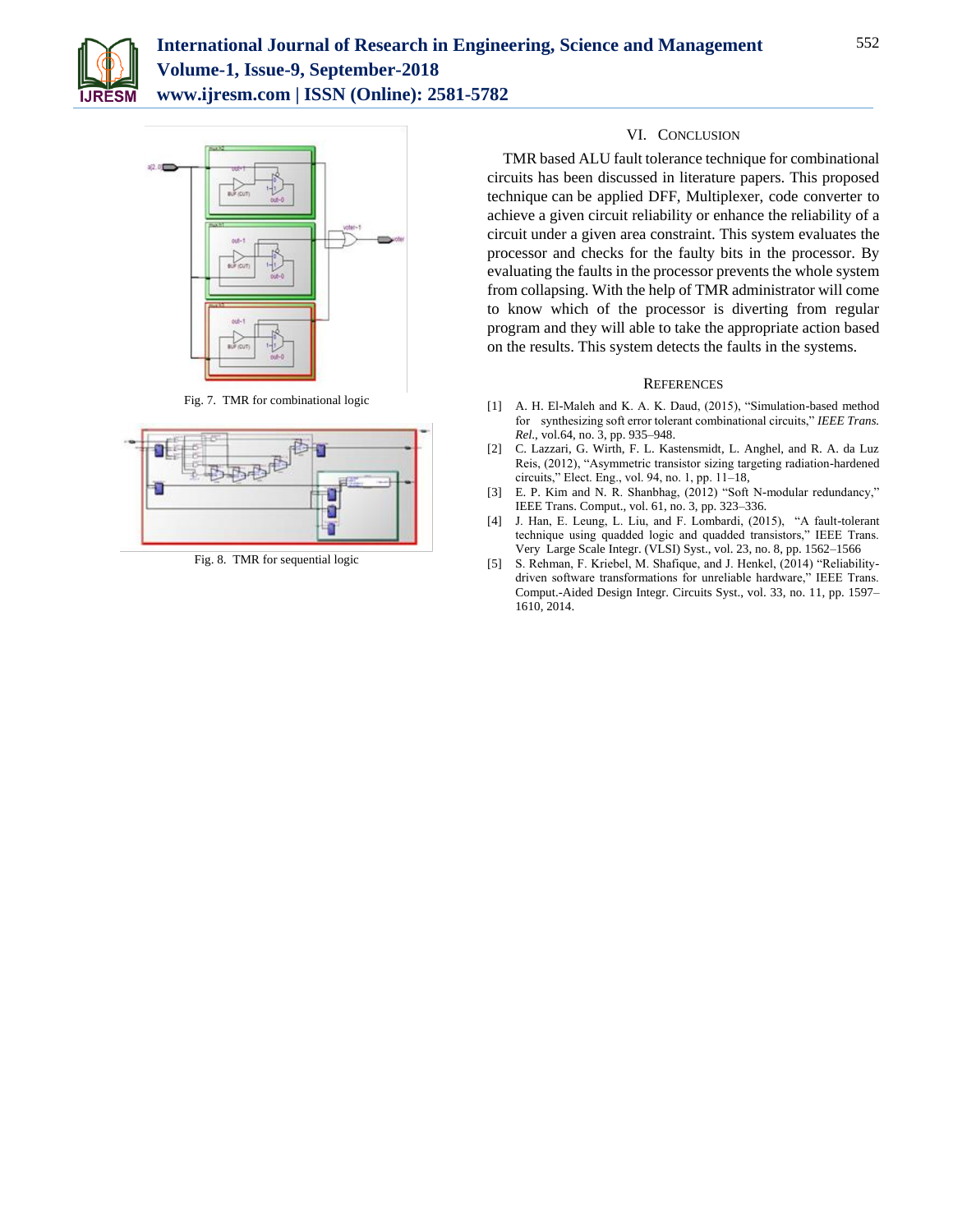Fig. 7. TMR for combinational logic

Fig. 8. TMR for sequential logic

## VI. CONCLUSION

TMR based ALU fault tolerance technique for combinational circuits has been discussed in literature papers. This proposed technique can be applied DFF, Multiplexer, code converter to achieve a given circuit reliability or enhance the reliability of a circuit under a given area constraint. This system evaluates the processor and checks for the faulty bits in the processor. By evaluating the faults in the processor prevents the whole system from collapsing. With the help of TMR administrator will come to know which of the processor is diverting from regular program and they will able to take the appropriate action based on the results. This system detects the faults in the systems.

## REFERENCES

[1] A. H. El-Maleh and K. A. K. Daud, (2015), "Simulation-based method for synthesizing soft error tolerant combinational circuits," *IEEE Trans. Rel.*, vol.64, no. 3, pp. 935–948.

[2] C. Lazzari, G. Wirth, F. L. Kastensmidt, L. Anghel, and R. A. da Luz Reis, (2012), "Asymmetric transistor sizing targeting radiation-hardened circuits," Elect. Eng., vol. 94, no. 1, pp. 11–18,

[3] E. P. Kim and N. R. Shanbhag, (2012) "Soft N-modular redundancy," IEEE Trans. Comput., vol. 61, no. 3, pp. 323–336.

[4] J. Han, E. Leung, L. Liu, and F. Lombardi, (2015), "A fault-tolerant technique using quadded logic and quadded transistors," IEEE Trans. Very Large Scale Integr. (VLSI) Syst., vol. 23, no. 8, pp. 1562–1566

[5] S. Rehman, F. Kriebel, M. Shafique, and J. Henkel, (2014) "Reliability-driven software transformations for unreliable hardware," IEEE Trans. Comput.-Aided Design Integr. Circuits Syst., vol. 33, no. 11, pp. 1597–1610, 2014.